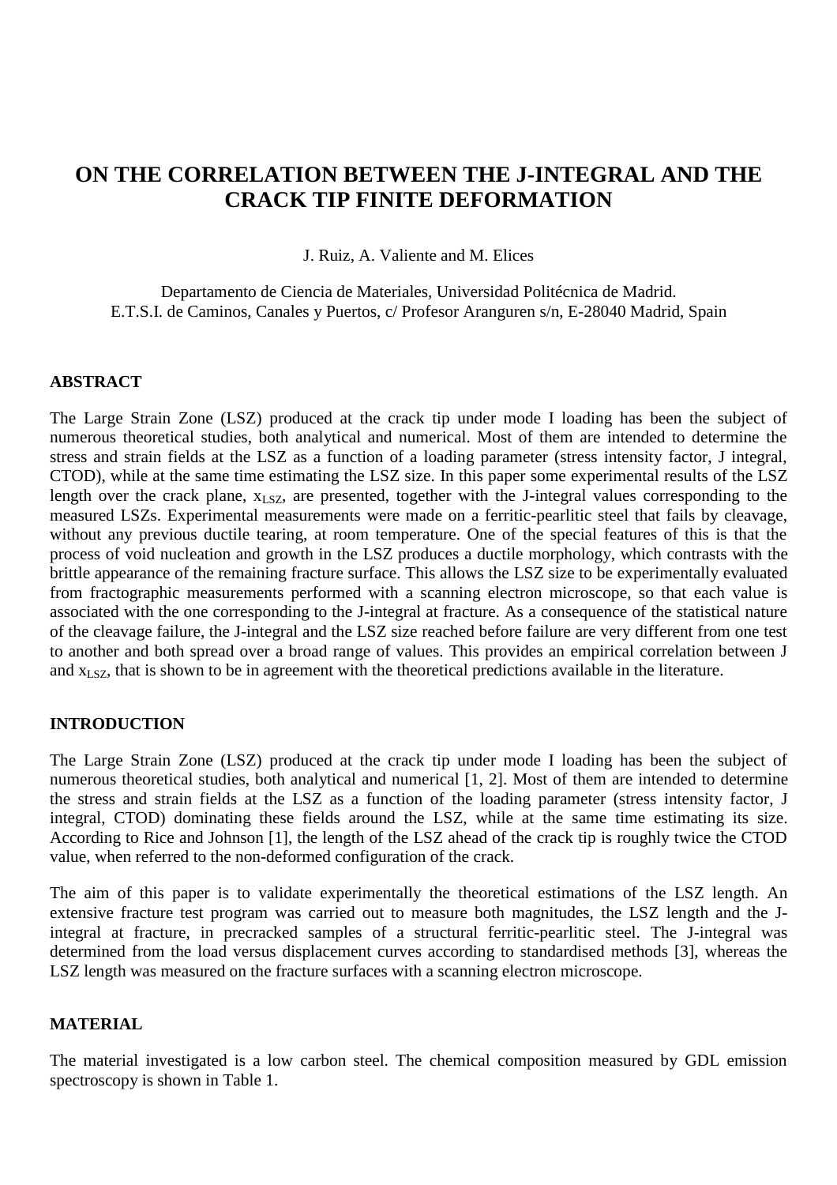# ON THE CORRELATION BETWEEN THE J-INTEGRAL AND THE CRACK TIP FINITE DEFORMATION

J. Ruiz, A. Valiente and M. Elices

Departamento de Ciencia de Materiales, Universidad Politécnica de Madrid.
E.T.S.I. de Caminos, Canales y Puertos, c/ Profesor Aranguren s/n, E-28040 Madrid, Spain

## ABSTRACT

The Large Strain Zone (LSZ) produced at the crack tip under mode I loading has been the subject of numerous theoretical studies, both analytical and numerical. Most of them are intended to determine the stress and strain fields at the LSZ as a function of a loading parameter (stress intensity factor, J integral, CTOD), while at the same time estimating the LSZ size. In this paper some experimental results of the LSZ length over the crack plane, $x_{LSZ}$, are presented, together with the J-integral values corresponding to the measured LSZs. Experimental measurements were made on a ferritic-pearlitic steel that fails by cleavage, without any previous ductile tearing, at room temperature. One of the special features of this is that the process of void nucleation and growth in the LSZ produces a ductile morphology, which contrasts with the brittle appearance of the remaining fracture surface. This allows the LSZ size to be experimentally evaluated from fractographic measurements performed with a scanning electron microscope, so that each value is associated with the one corresponding to the J-integral at fracture. As a consequence of the statistical nature of the cleavage failure, the J-integral and the LSZ size reached before failure are very different from one test to another and both spread over a broad range of values. This provides an empirical correlation between J and $x_{LSZ}$, that is shown to be in agreement with the theoretical predictions available in the literature.

## INTRODUCTION

The Large Strain Zone (LSZ) produced at the crack tip under mode I loading has been the subject of numerous theoretical studies, both analytical and numerical [1, 2]. Most of them are intended to determine the stress and strain fields at the LSZ as a function of the loading parameter (stress intensity factor, J integral, CTOD) dominating these fields around the LSZ, while at the same time estimating its size. According to Rice and Johnson [1], the length of the LSZ ahead of the crack tip is roughly twice the CTOD value, when referred to the non-deformed configuration of the crack.

The aim of this paper is to validate experimentally the theoretical estimations of the LSZ length. An extensive fracture test program was carried out to measure both magnitudes, the LSZ length and the J-integral at fracture, in precracked samples of a structural ferritic-pearlitic steel. The J-integral was determined from the load versus displacement curves according to standardised methods [3], whereas the LSZ length was measured on the fracture surfaces with a scanning electron microscope.

## MATERIAL

The material investigated is a low carbon steel. The chemical composition measured by GDL emission spectroscopy is shown in Table 1.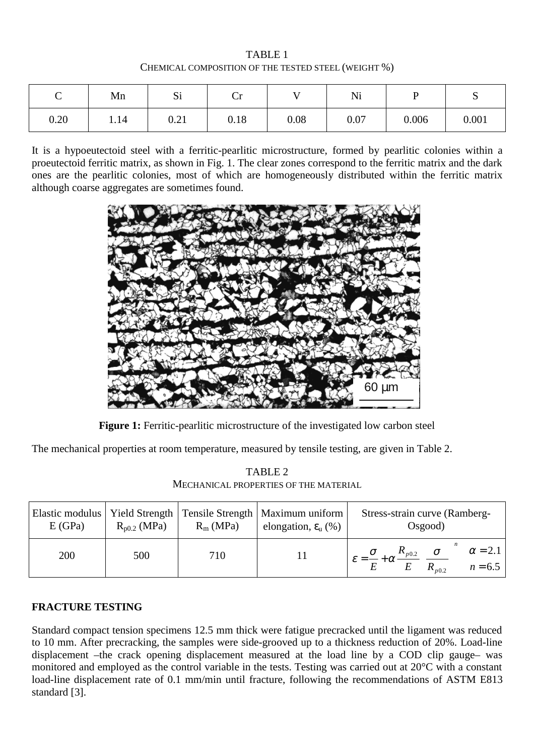TABLE 1
CHEMICAL COMPOSITION OF THE TESTED STEEL (WEIGHT %)

| C | Mn | Si | Cr | V | Ni | P | S |
|---|---|---|---|---|---|---|---|
| 0.20 | 1.14 | 0.21 | 0.18 | 0.08 | 0.07 | 0.006 | 0.001 |

It is a hypoeutectoid steel with a ferritic-pearlitic microstructure, formed by pearlitic colonies within a proeutectoid ferritic matrix, as shown in Fig. 1. The clear zones correspond to the ferritic matrix and the dark ones are the pearlitic colonies, most of which are homogeneously distributed within the ferritic matrix although coarse aggregates are sometimes found.

**Figure 1:** Ferritic-pearlitic microstructure of the investigated low carbon steel

The mechanical properties at room temperature, measured by tensile testing, are given in Table 2.

TABLE 2
MECHANICAL PROPERTIES OF THE MATERIAL

| Elastic modulus E (GPa) | Yield Strength $R_{p0.2}$ (MPa) | Tensile Strength $R_m$ (MPa) | Maximum uniform elongation, $\varepsilon_u$ (%) | Stress-strain curve (Ramberg-Osgood) |
|---|---|---|---|---|
| 200 | 500 | 710 | 11 | $\varepsilon = \frac{\sigma}{E} + \alpha \frac{R_{p0.2}}{E} \left( \frac{\sigma}{R_{p0.2}} \right)^n$ $\alpha = 2.1$ $n = 6.5$ |

## FRACTURE TESTING

Standard compact tension specimens 12.5 mm thick were fatigue precracked until the ligament was reduced to 10 mm. After precracking, the samples were side-grooved up to a thickness reduction of 20%. Load-line displacement –the crack opening displacement measured at the load line by a COD clip gauge– was monitored and employed as the control variable in the tests. Testing was carried out at 20°C with a constant load-line displacement rate of 0.1 mm/min until fracture, following the recommendations of ASTM E813 standard [3].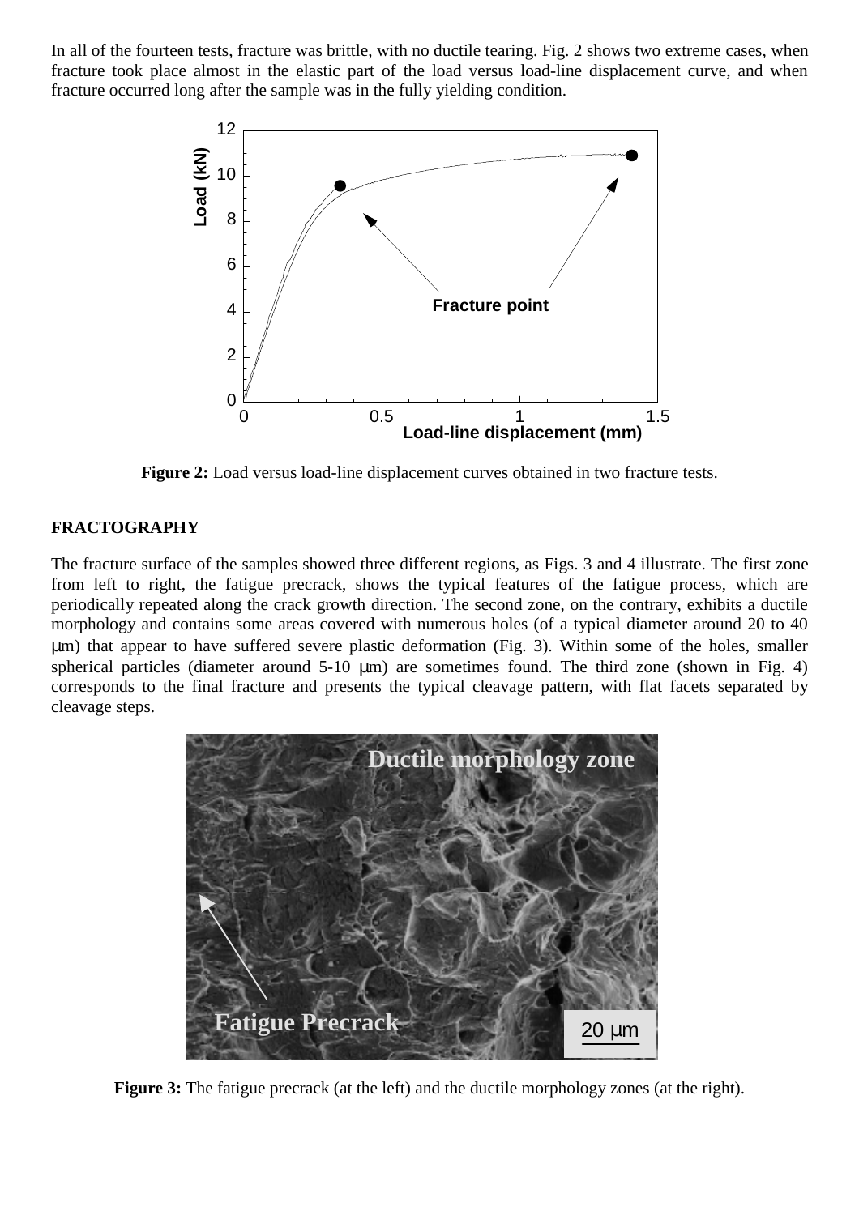In all of the fourteen tests, fracture was brittle, with no ductile tearing. Fig. 2 shows two extreme cases, when fracture took place almost in the elastic part of the load versus load-line displacement curve, and when fracture occurred long after the sample was in the fully yielding condition.

**Figure 2:** Load versus load-line displacement curves obtained in two fracture tests.

## FRACTOGRAPHY

The fracture surface of the samples showed three different regions, as Figs. 3 and 4 illustrate. The first zone from left to right, the fatigue precrack, shows the typical features of the fatigue process, which are periodically repeated along the crack growth direction. The second zone, on the contrary, exhibits a ductile morphology and contains some areas covered with numerous holes (of a typical diameter around 20 to 40 μm) that appear to have suffered severe plastic deformation (Fig. 3). Within some of the holes, smaller spherical particles (diameter around 5-10 μm) are sometimes found. The third zone (shown in Fig. 4) corresponds to the final fracture and presents the typical cleavage pattern, with flat facets separated by cleavage steps.

**Figure 3:** The fatigue precrack (at the left) and the ductile morphology zones (at the right).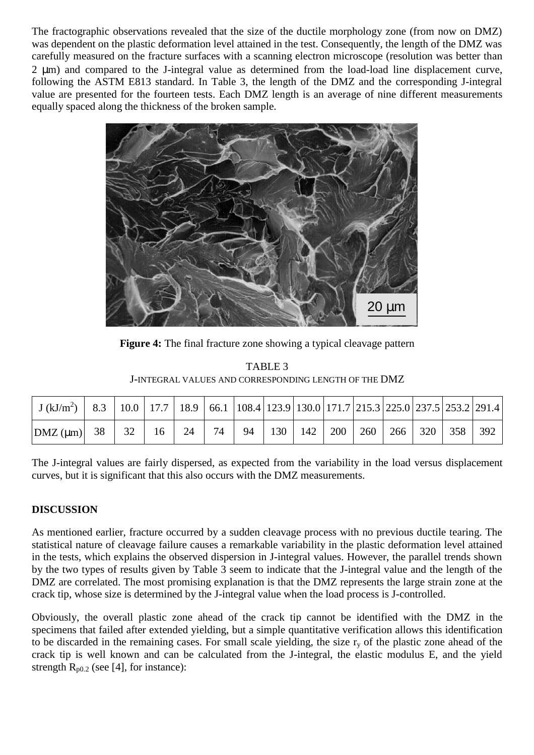The fractographic observations revealed that the size of the ductile morphology zone (from now on DMZ) was dependent on the plastic deformation level attained in the test. Consequently, the length of the DMZ was carefully measured on the fracture surfaces with a scanning electron microscope (resolution was better than 2 μm) and compared to the J-integral value as determined from the load-load line displacement curve, following the ASTM E813 standard. In Table 3, the length of the DMZ and the corresponding J-integral value are presented for the fourteen tests. Each DMZ length is an average of nine different measurements equally spaced along the thickness of the broken sample.

**Figure 4:** The final fracture zone showing a typical cleavage pattern

TABLE 3
J-INTEGRAL VALUES AND CORRESPONDING LENGTH OF THE DMZ

| J ($kJ/m^2$) | 8.3 | 10.0 | 17.7 | 18.9 | 66.1 | 108.4 | 123.9 | 130.0 | 171.7 | 215.3 | 225.0 | 237.5 | 253.2 | 291.4 |
|---|---|---|---|---|---|---|---|---|---|---|---|---|---|---|
| DMZ (μm) | 38 | 32 | 16 | 24 | 74 | 94 | 130 | 142 | 200 | 260 | 266 | 320 | 358 | 392 |

The J-integral values are fairly dispersed, as expected from the variability in the load versus displacement curves, but it is significant that this also occurs with the DMZ measurements.

## DISCUSSION

As mentioned earlier, fracture occurred by a sudden cleavage process with no previous ductile tearing. The statistical nature of cleavage failure causes a remarkable variability in the plastic deformation level attained in the tests, which explains the observed dispersion in J-integral values. However, the parallel trends shown by the two types of results given by Table 3 seem to indicate that the J-integral value and the length of the DMZ are correlated. The most promising explanation is that the DMZ represents the large strain zone at the crack tip, whose size is determined by the J-integral value when the load process is J-controlled.

Obviously, the overall plastic zone ahead of the crack tip cannot be identified with the DMZ in the specimens that failed after extended yielding, but a simple quantitative verification allows this identification to be discarded in the remaining cases. For small scale yielding, the size $r_y$ of the plastic zone ahead of the crack tip is well known and can be calculated from the J-integral, the elastic modulus E, and the yield strength $R_{p0.2}$ (see [4], for instance):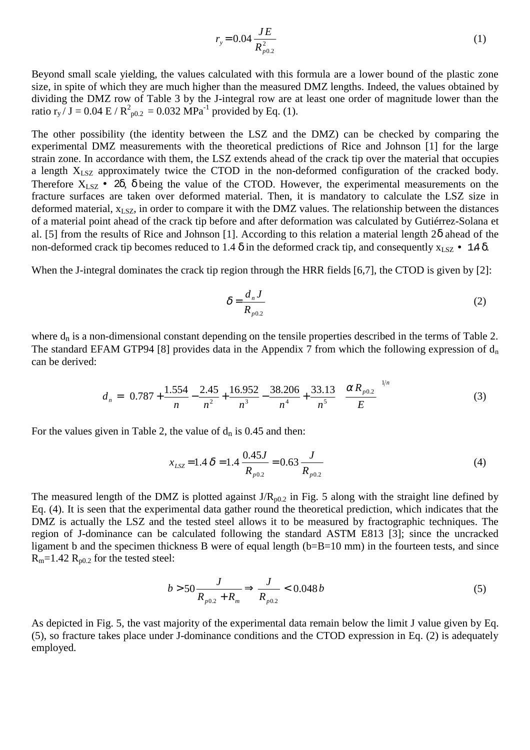$$r_y = 0.04\,\frac{J\,E}{R^2_{p0.2}} \tag{1}$$

Beyond small scale yielding, the values calculated with this formula are a lower bound of the plastic zone size, in spite of which they are much higher than the measured DMZ lengths. Indeed, the values obtained by dividing the DMZ row of Table 3 by the J-integral row are at least one order of magnitude lower than the ratio $r_y / J = 0.04\,E / R^2_{p0.2} = 0.032$ MPa$^{-1}$ provided by Eq. (1).

The other possibility (the identity between the LSZ and the DMZ) can be checked by comparing the experimental DMZ measurements with the theoretical predictions of Rice and Johnson [1] for the large strain zone. In accordance with them, the LSZ extends ahead of the crack tip over the material that occupies a length $X_{LSZ}$ approximately twice the CTOD in the non-deformed configuration of the cracked body. Therefore $X_{LSZ} \approx 2\delta$, $\delta$ being the value of the CTOD. However, the experimental measurements on the fracture surfaces are taken over deformed material. Then, it is mandatory to calculate the LSZ size in deformed material, $x_{LSZ}$, in order to compare it with the DMZ values. The relationship between the distances of a material point ahead of the crack tip before and after deformation was calculated by Gutiérrez-Solana et al. [5] from the results of Rice and Johnson [1]. According to this relation a material length $2\delta$ ahead of the non-deformed crack tip becomes reduced to $1.4\,\delta$ in the deformed crack tip, and consequently $x_{LSZ} \approx 1.4\delta$.

When the J-integral dominates the crack tip region through the HRR fields [6,7], the CTOD is given by [2]:

$$\delta = \frac{d_n\,J}{R_{p0.2}} \tag{2}$$

where $d_n$ is a non-dimensional constant depending on the tensile properties described in the terms of Table 2. The standard EFAM GTP94 [8] provides data in the Appendix 7 from which the following expression of $d_n$ can be derived:

$$d_n = \left(0.787 + \frac{1.554}{n} - \frac{2.45}{n^2} + \frac{16.952}{n^3} - \frac{38.206}{n^4} + \frac{33.13}{n^5}\right)\left(\frac{\alpha\,R_{p0.2}}{E}\right)^{1/n} \tag{3}$$

For the values given in Table 2, the value of $d_n$ is 0.45 and then:

$$x_{LSZ} = 1.4\,\delta = 1.4\,\frac{0.45J}{R_{p0.2}} = 0.63\,\frac{J}{R_{p0.2}} \tag{4}$$

The measured length of the DMZ is plotted against $J/R_{p0.2}$ in Fig. 5 along with the straight line defined by Eq. (4). It is seen that the experimental data gather round the theoretical prediction, which indicates that the DMZ is actually the LSZ and the tested steel allows it to be measured by fractographic techniques. The region of J-dominance can be calculated following the standard ASTM E813 [3]; since the uncracked ligament b and the specimen thickness B were of equal length (b=B=10 mm) in the fourteen tests, and since $R_m$=1.42 $R_{p0.2}$ for the tested steel:

$$b > 50\,\frac{J}{R_{p0.2} + R_m} \Rightarrow \frac{J}{R_{p0.2}} < 0.048\,b \tag{5}$$

As depicted in Fig. 5, the vast majority of the experimental data remain below the limit J value given by Eq. (5), so fracture takes place under J-dominance conditions and the CTOD expression in Eq. (2) is adequately employed.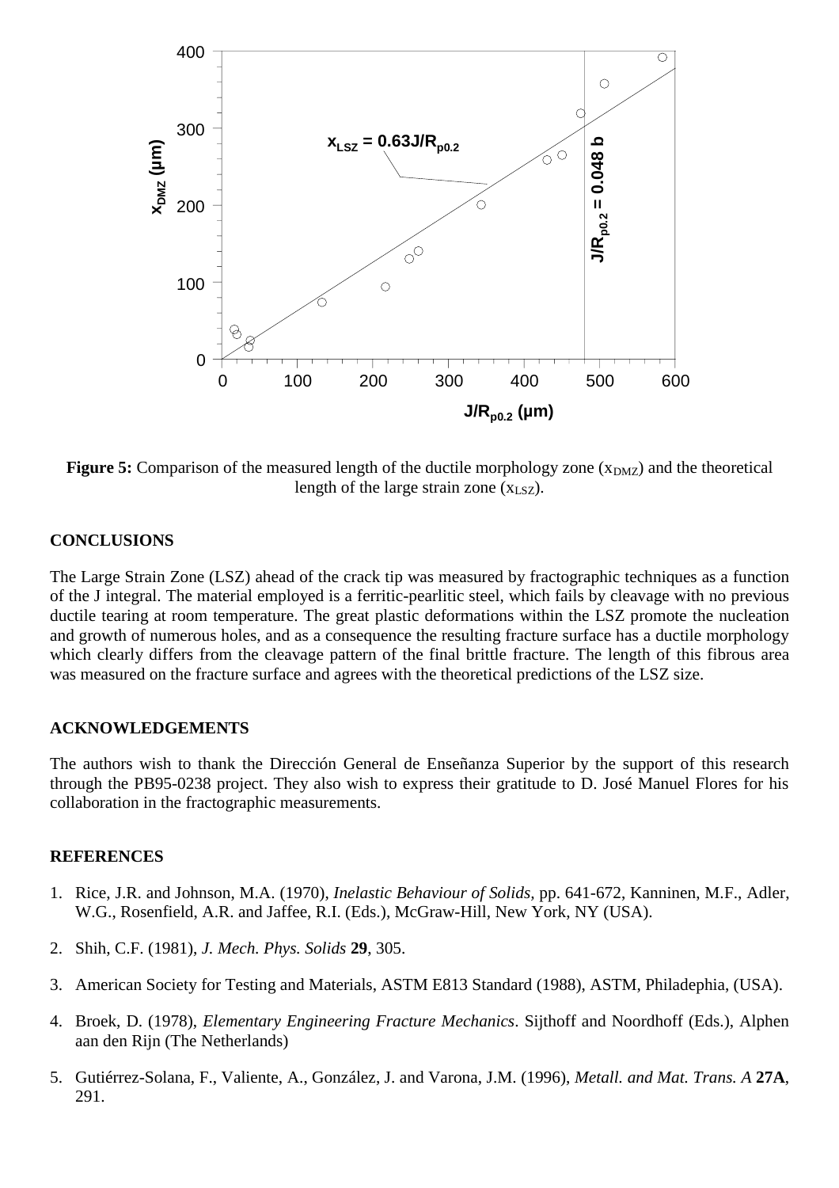**Figure 5:** Comparison of the measured length of the ductile morphology zone ($x_{DMZ}$) and the theoretical length of the large strain zone ($x_{LSZ}$).

## CONCLUSIONS

The Large Strain Zone (LSZ) ahead of the crack tip was measured by fractographic techniques as a function of the J integral. The material employed is a ferritic-pearlitic steel, which fails by cleavage with no previous ductile tearing at room temperature. The great plastic deformations within the LSZ promote the nucleation and growth of numerous holes, and as a consequence the resulting fracture surface has a ductile morphology which clearly differs from the cleavage pattern of the final brittle fracture. The length of this fibrous area was measured on the fracture surface and agrees with the theoretical predictions of the LSZ size.

## ACKNOWLEDGEMENTS

The authors wish to thank the Dirección General de Enseñanza Superior by the support of this research through the PB95-0238 project. They also wish to express their gratitude to D. José Manuel Flores for his collaboration in the fractographic measurements.

## REFERENCES

1. Rice, J.R. and Johnson, M.A. (1970), *Inelastic Behaviour of Solids*, pp. 641-672, Kanninen, M.F., Adler, W.G., Rosenfield, A.R. and Jaffee, R.I. (Eds.), McGraw-Hill, New York, NY (USA).
2. Shih, C.F. (1981), *J. Mech. Phys. Solids* **29**, 305.
3. American Society for Testing and Materials, ASTM E813 Standard (1988), ASTM, Philadephia, (USA).
4. Broek, D. (1978), *Elementary Engineering Fracture Mechanics*. Sijthoff and Noordhoff (Eds.), Alphen aan den Rijn (The Netherlands)
5. Gutiérrez-Solana, F., Valiente, A., González, J. and Varona, J.M. (1996), *Metall. and Mat. Trans. A* **27A**, 291.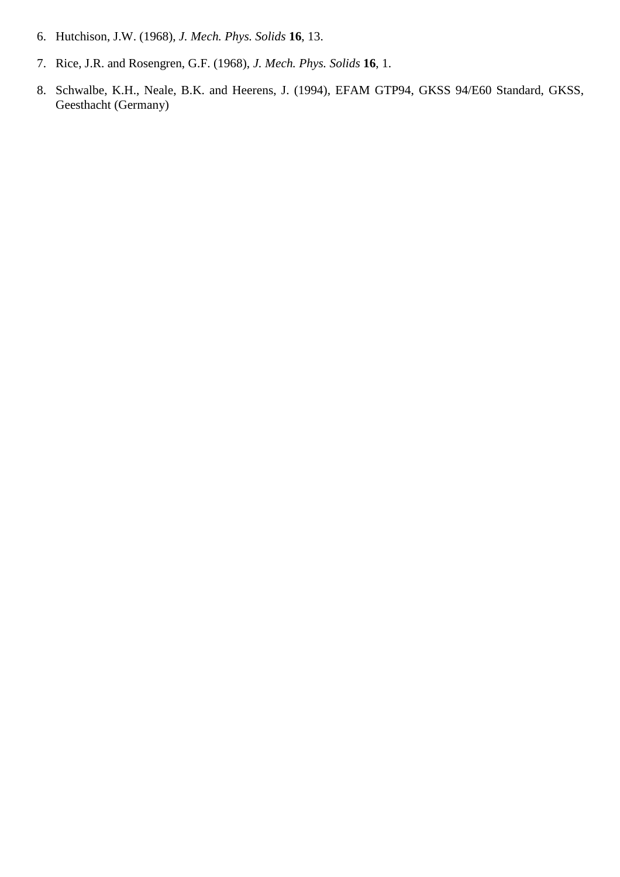6. Hutchison, J.W. (1968), *J. Mech. Phys. Solids* **16**, 13.

7. Rice, J.R. and Rosengren, G.F. (1968), *J. Mech. Phys. Solids* **16**, 1.

8. Schwalbe, K.H., Neale, B.K. and Heerens, J. (1994), EFAM GTP94, GKSS 94/E60 Standard, GKSS, Geesthacht (Germany)